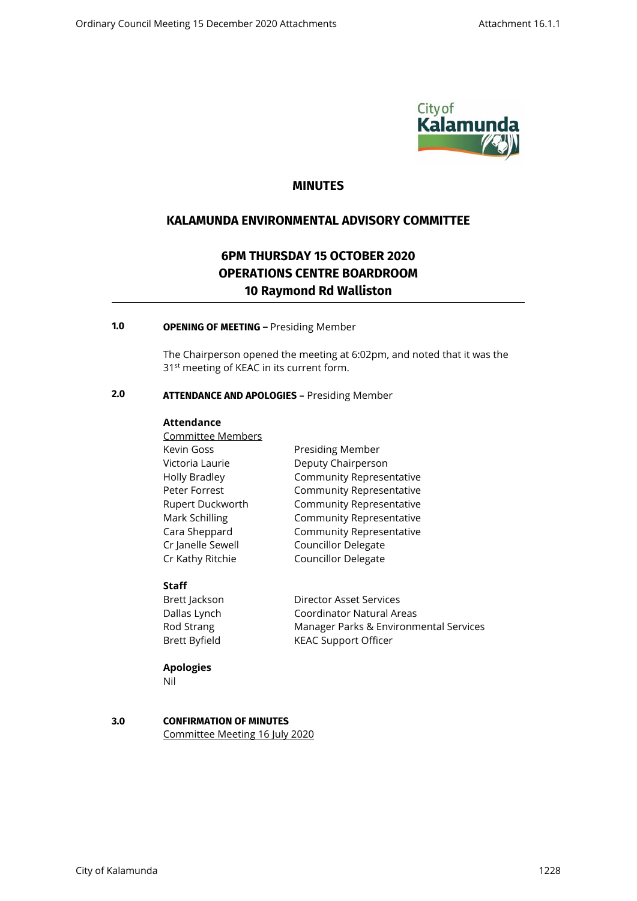# MINUTES

## KALAMUNDA ENVIRONMENTAL ADVISORY COMMITTEE

### 6PM THURSDAY 15 OCTOBER 2020
### OPERATIONS CENTRE BOARDROOM
### 10 Raymond Rd Walliston

---

**1.0 OPENING OF MEETING –** Presiding Member

The Chairperson opened the meeting at 6:02pm, and noted that it was the 31st meeting of KEAC in its current form.

**2.0 ATTENDANCE AND APOLOGIES –** Presiding Member

**Attendance**

Committee Members

| | |
|---|---|
| Kevin Goss | Presiding Member |
| Victoria Laurie | Deputy Chairperson |
| Holly Bradley | Community Representative |
| Peter Forrest | Community Representative |
| Rupert Duckworth | Community Representative |
| Mark Schilling | Community Representative |
| Cara Sheppard | Community Representative |
| Cr Janelle Sewell | Councillor Delegate |
| Cr Kathy Ritchie | Councillor Delegate |

**Staff**

| | |
|---|---|
| Brett Jackson | Director Asset Services |
| Dallas Lynch | Coordinator Natural Areas |
| Rod Strang | Manager Parks & Environmental Services |
| Brett Byfield | KEAC Support Officer |

**Apologies**

Nil

**3.0 CONFIRMATION OF MINUTES**

Committee Meeting 16 July 2020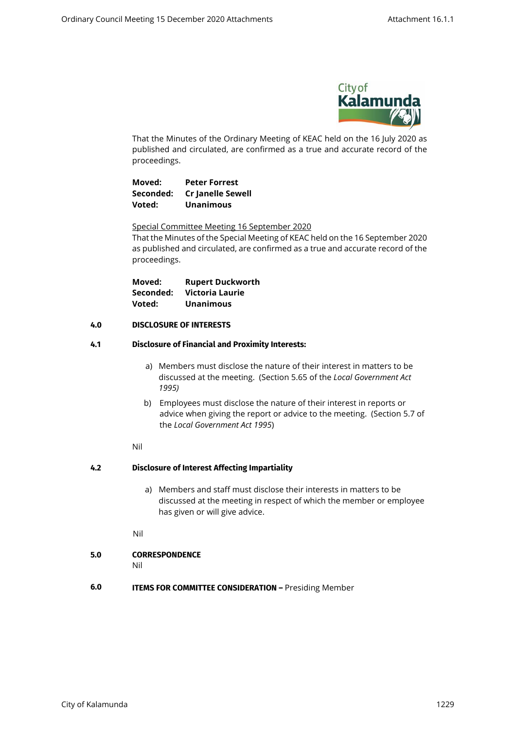That the Minutes of the Ordinary Meeting of KEAC held on the 16 July 2020 as published and circulated, are confirmed as a true and accurate record of the proceedings.

**Moved:** **Peter Forrest**
**Seconded:** **Cr Janelle Sewell**
**Voted:** **Unanimous**

Special Committee Meeting 16 September 2020

That the Minutes of the Special Meeting of KEAC held on the 16 September 2020 as published and circulated, are confirmed as a true and accurate record of the proceedings.

**Moved:** **Rupert Duckworth**
**Seconded:** **Victoria Laurie**
**Voted:** **Unanimous**

## 4.0 DISCLOSURE OF INTERESTS

### 4.1 Disclosure of Financial and Proximity Interests:

a) Members must disclose the nature of their interest in matters to be discussed at the meeting. (Section 5.65 of the *Local Government Act 1995)*

b) Employees must disclose the nature of their interest in reports or advice when giving the report or advice to the meeting. (Section 5.7 of the *Local Government Act 1995*)

Nil

### 4.2 Disclosure of Interest Affecting Impartiality

a) Members and staff must disclose their interests in matters to be discussed at the meeting in respect of which the member or employee has given or will give advice.

Nil

## 5.0 CORRESPONDENCE

Nil

## 6.0 ITEMS FOR COMMITTEE CONSIDERATION – Presiding Member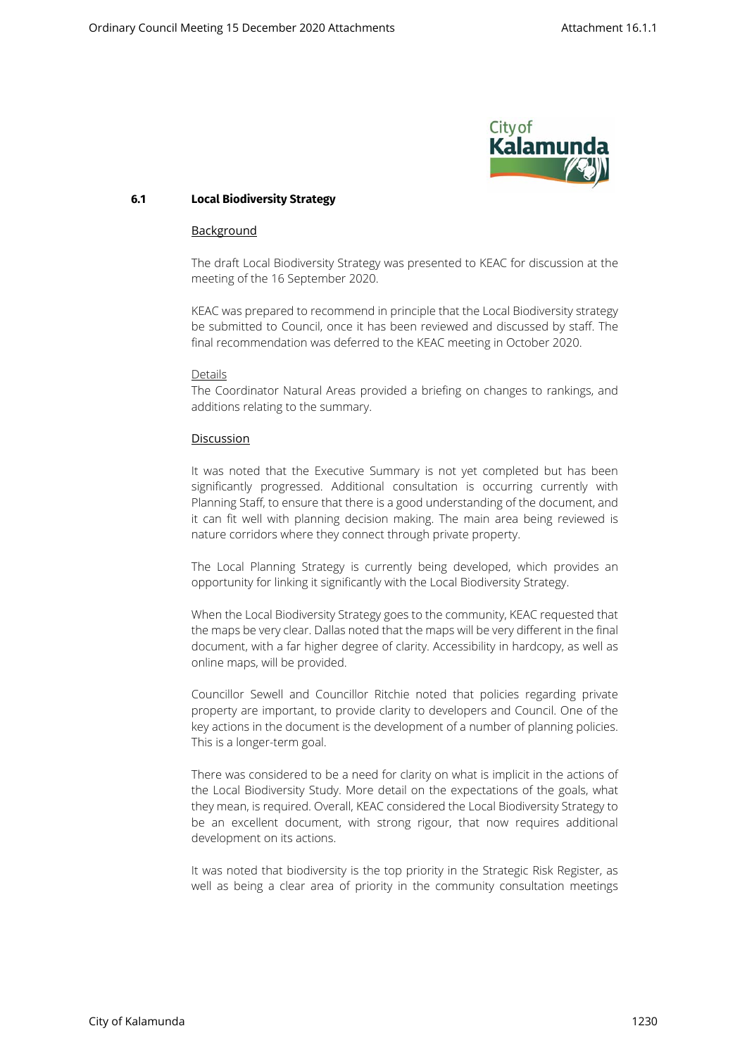## 6.1 Local Biodiversity Strategy

Background

The draft Local Biodiversity Strategy was presented to KEAC for discussion at the meeting of the 16 September 2020.

KEAC was prepared to recommend in principle that the Local Biodiversity strategy be submitted to Council, once it has been reviewed and discussed by staff. The final recommendation was deferred to the KEAC meeting in October 2020.

Details

The Coordinator Natural Areas provided a briefing on changes to rankings, and additions relating to the summary.

Discussion

It was noted that the Executive Summary is not yet completed but has been significantly progressed. Additional consultation is occurring currently with Planning Staff, to ensure that there is a good understanding of the document, and it can fit well with planning decision making. The main area being reviewed is nature corridors where they connect through private property.

The Local Planning Strategy is currently being developed, which provides an opportunity for linking it significantly with the Local Biodiversity Strategy.

When the Local Biodiversity Strategy goes to the community, KEAC requested that the maps be very clear. Dallas noted that the maps will be very different in the final document, with a far higher degree of clarity. Accessibility in hardcopy, as well as online maps, will be provided.

Councillor Sewell and Councillor Ritchie noted that policies regarding private property are important, to provide clarity to developers and Council. One of the key actions in the document is the development of a number of planning policies. This is a longer-term goal.

There was considered to be a need for clarity on what is implicit in the actions of the Local Biodiversity Study. More detail on the expectations of the goals, what they mean, is required. Overall, KEAC considered the Local Biodiversity Strategy to be an excellent document, with strong rigour, that now requires additional development on its actions.

It was noted that biodiversity is the top priority in the Strategic Risk Register, as well as being a clear area of priority in the community consultation meetings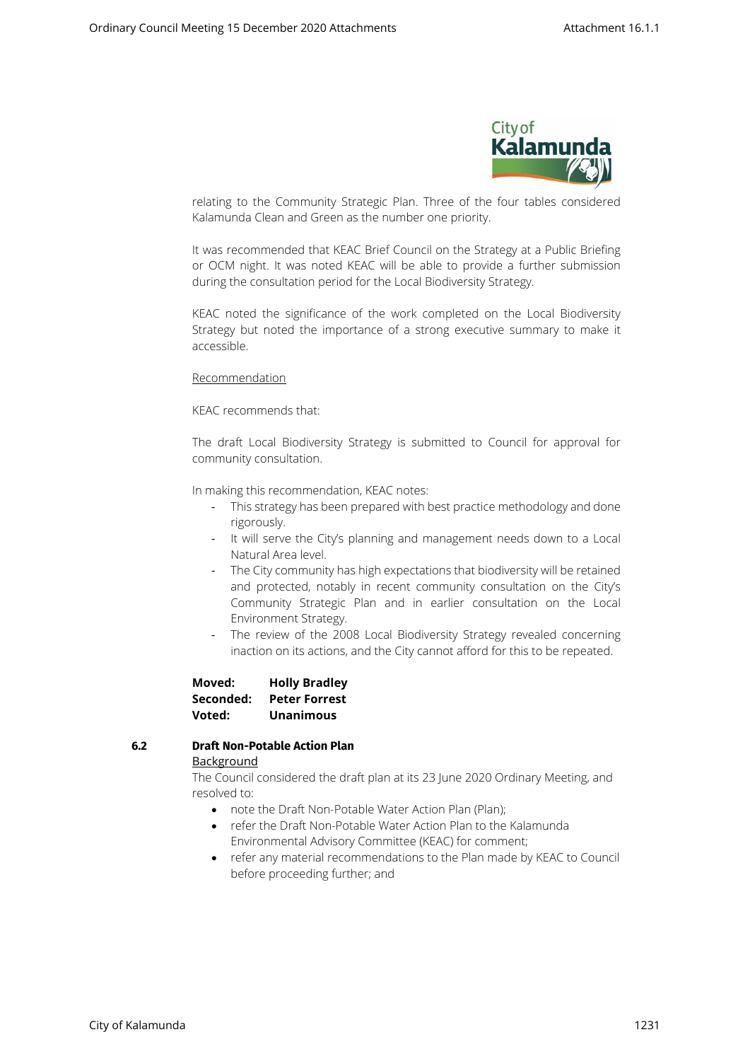relating to the Community Strategic Plan. Three of the four tables considered Kalamunda Clean and Green as the number one priority.

It was recommended that KEAC Brief Council on the Strategy at a Public Briefing or OCM night. It was noted KEAC will be able to provide a further submission during the consultation period for the Local Biodiversity Strategy.

KEAC noted the significance of the work completed on the Local Biodiversity Strategy but noted the importance of a strong executive summary to make it accessible.

Recommendation

KEAC recommends that:

The draft Local Biodiversity Strategy is submitted to Council for approval for community consultation.

In making this recommendation, KEAC notes:

- This strategy has been prepared with best practice methodology and done rigorously.
- It will serve the City's planning and management needs down to a Local Natural Area level.
- The City community has high expectations that biodiversity will be retained and protected, notably in recent community consultation on the City's Community Strategic Plan and in earlier consultation on the Local Environment Strategy.
- The review of the 2008 Local Biodiversity Strategy revealed concerning inaction on its actions, and the City cannot afford for this to be repeated.

**Moved:** **Holly Bradley**
**Seconded:** **Peter Forrest**
**Voted:** **Unanimous**

### 6.2 Draft Non-Potable Action Plan

Background

The Council considered the draft plan at its 23 June 2020 Ordinary Meeting, and resolved to:

- note the Draft Non-Potable Water Action Plan (Plan);
- refer the Draft Non-Potable Water Action Plan to the Kalamunda Environmental Advisory Committee (KEAC) for comment;
- refer any material recommendations to the Plan made by KEAC to Council before proceeding further; and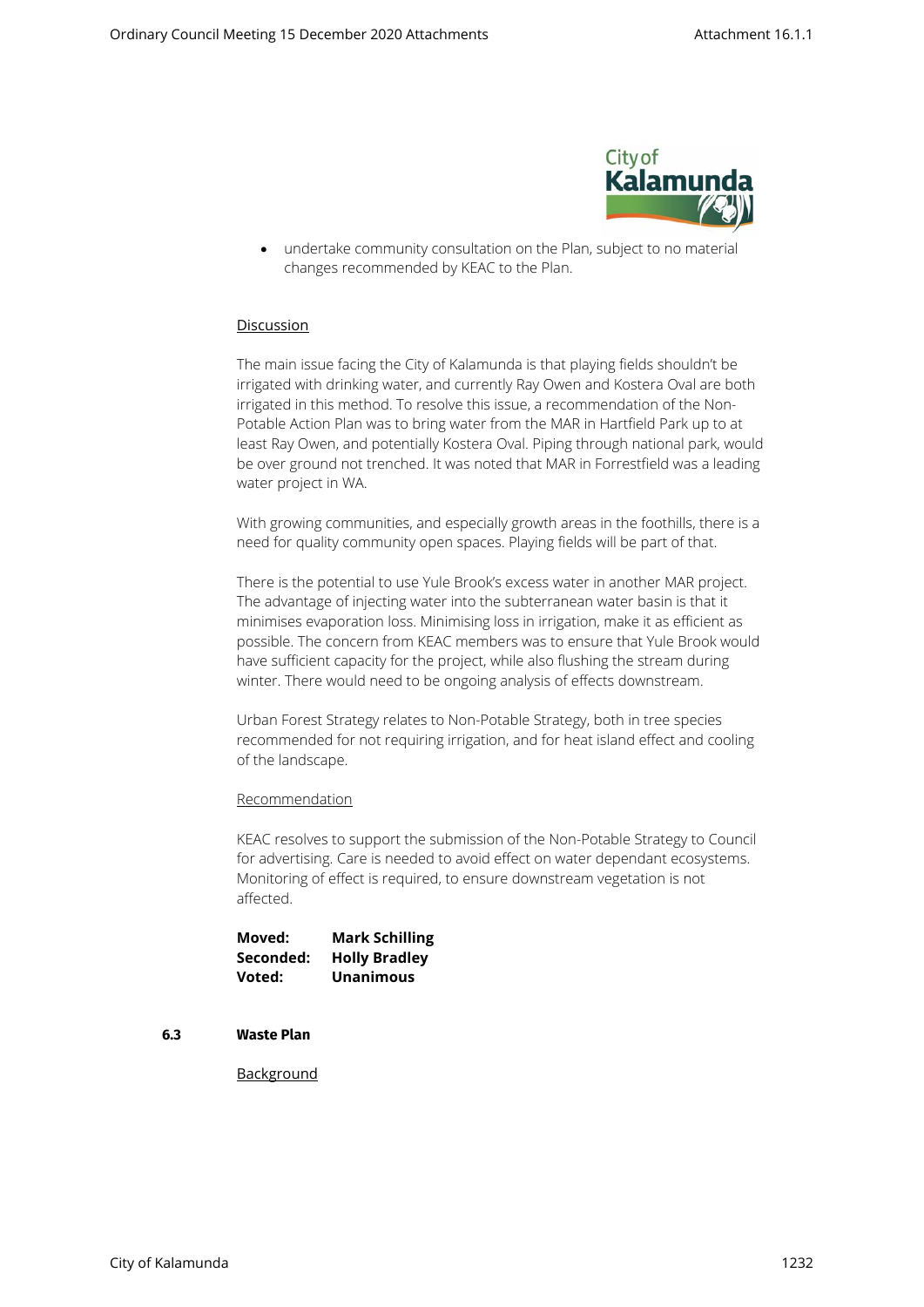- undertake community consultation on the Plan, subject to no material changes recommended by KEAC to the Plan.

Discussion

The main issue facing the City of Kalamunda is that playing fields shouldn't be irrigated with drinking water, and currently Ray Owen and Kostera Oval are both irrigated in this method. To resolve this issue, a recommendation of the Non-Potable Action Plan was to bring water from the MAR in Hartfield Park up to at least Ray Owen, and potentially Kostera Oval. Piping through national park, would be over ground not trenched. It was noted that MAR in Forrestfield was a leading water project in WA.

With growing communities, and especially growth areas in the foothills, there is a need for quality community open spaces. Playing fields will be part of that.

There is the potential to use Yule Brook's excess water in another MAR project. The advantage of injecting water into the subterranean water basin is that it minimises evaporation loss. Minimising loss in irrigation, make it as efficient as possible. The concern from KEAC members was to ensure that Yule Brook would have sufficient capacity for the project, while also flushing the stream during winter. There would need to be ongoing analysis of effects downstream.

Urban Forest Strategy relates to Non-Potable Strategy, both in tree species recommended for not requiring irrigation, and for heat island effect and cooling of the landscape.

Recommendation

KEAC resolves to support the submission of the Non-Potable Strategy to Council for advertising. Care is needed to avoid effect on water dependant ecosystems. Monitoring of effect is required, to ensure downstream vegetation is not affected.

**Moved:** **Mark Schilling**
**Seconded:** **Holly Bradley**
**Voted:** **Unanimous**

### 6.3 Waste Plan

Background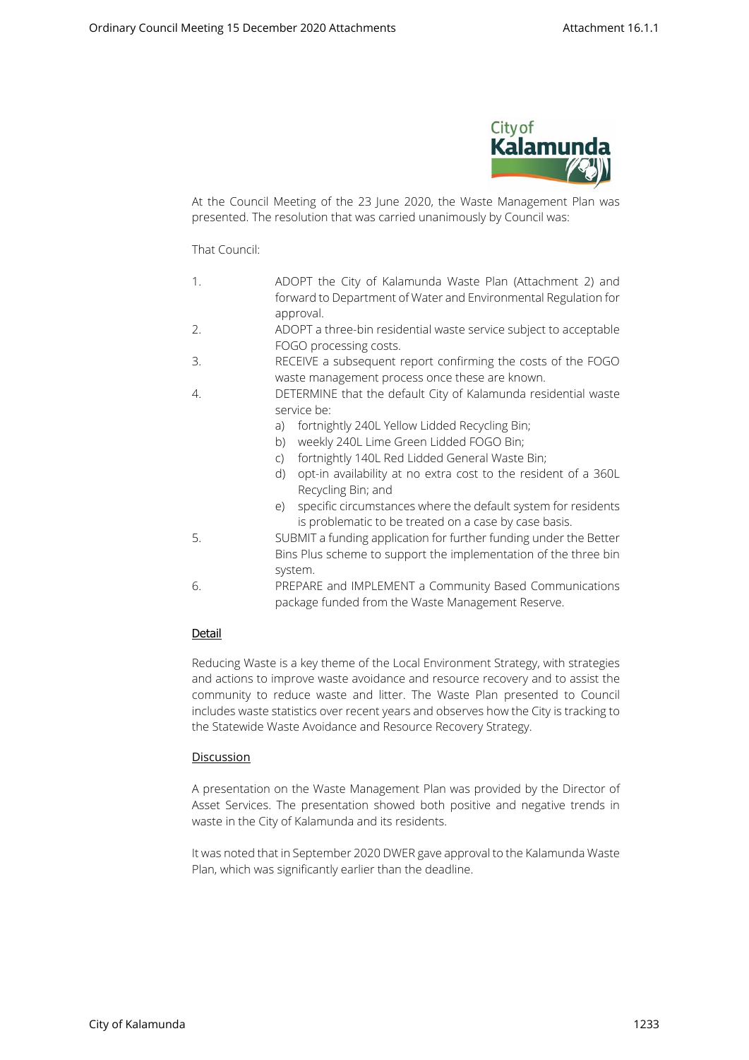At the Council Meeting of the 23 June 2020, the Waste Management Plan was presented. The resolution that was carried unanimously by Council was:

That Council:

1. ADOPT the City of Kalamunda Waste Plan (Attachment 2) and forward to Department of Water and Environmental Regulation for approval.
2. ADOPT a three-bin residential waste service subject to acceptable FOGO processing costs.
3. RECEIVE a subsequent report confirming the costs of the FOGO waste management process once these are known.
4. DETERMINE that the default City of Kalamunda residential waste service be:
   a) fortnightly 240L Yellow Lidded Recycling Bin;
   b) weekly 240L Lime Green Lidded FOGO Bin;
   c) fortnightly 140L Red Lidded General Waste Bin;
   d) opt-in availability at no extra cost to the resident of a 360L Recycling Bin; and
   e) specific circumstances where the default system for residents is problematic to be treated on a case by case basis.
5. SUBMIT a funding application for further funding under the Better Bins Plus scheme to support the implementation of the three bin system.
6. PREPARE and IMPLEMENT a Community Based Communications package funded from the Waste Management Reserve.

## Detail

Reducing Waste is a key theme of the Local Environment Strategy, with strategies and actions to improve waste avoidance and resource recovery and to assist the community to reduce waste and litter. The Waste Plan presented to Council includes waste statistics over recent years and observes how the City is tracking to the Statewide Waste Avoidance and Resource Recovery Strategy.

## Discussion

A presentation on the Waste Management Plan was provided by the Director of Asset Services. The presentation showed both positive and negative trends in waste in the City of Kalamunda and its residents.

It was noted that in September 2020 DWER gave approval to the Kalamunda Waste Plan, which was significantly earlier than the deadline.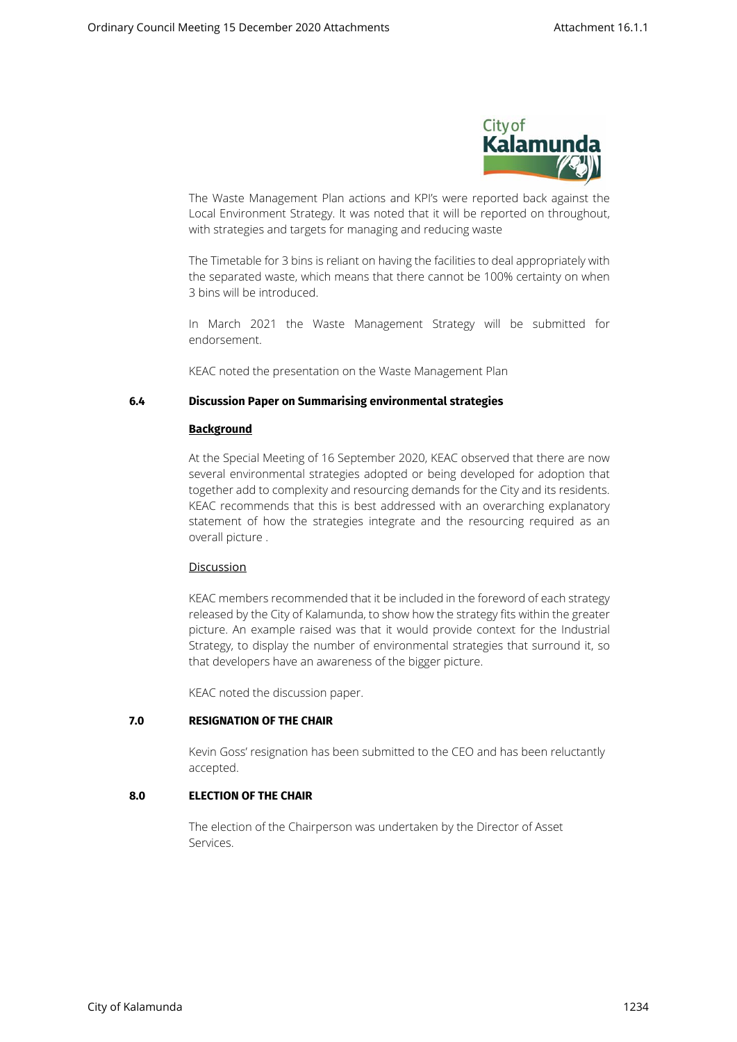The Waste Management Plan actions and KPI's were reported back against the Local Environment Strategy. It was noted that it will be reported on throughout, with strategies and targets for managing and reducing waste

The Timetable for 3 bins is reliant on having the facilities to deal appropriately with the separated waste, which means that there cannot be 100% certainty on when 3 bins will be introduced.

In March 2021 the Waste Management Strategy will be submitted for endorsement.

KEAC noted the presentation on the Waste Management Plan

### 6.4 Discussion Paper on Summarising environmental strategies

**Background**

At the Special Meeting of 16 September 2020, KEAC observed that there are now several environmental strategies adopted or being developed for adoption that together add to complexity and resourcing demands for the City and its residents. KEAC recommends that this is best addressed with an overarching explanatory statement of how the strategies integrate and the resourcing required as an overall picture .

Discussion

KEAC members recommended that it be included in the foreword of each strategy released by the City of Kalamunda, to show how the strategy fits within the greater picture. An example raised was that it would provide context for the Industrial Strategy, to display the number of environmental strategies that surround it, so that developers have an awareness of the bigger picture.

KEAC noted the discussion paper.

### 7.0 RESIGNATION OF THE CHAIR

Kevin Goss' resignation has been submitted to the CEO and has been reluctantly accepted.

### 8.0 ELECTION OF THE CHAIR

The election of the Chairperson was undertaken by the Director of Asset Services.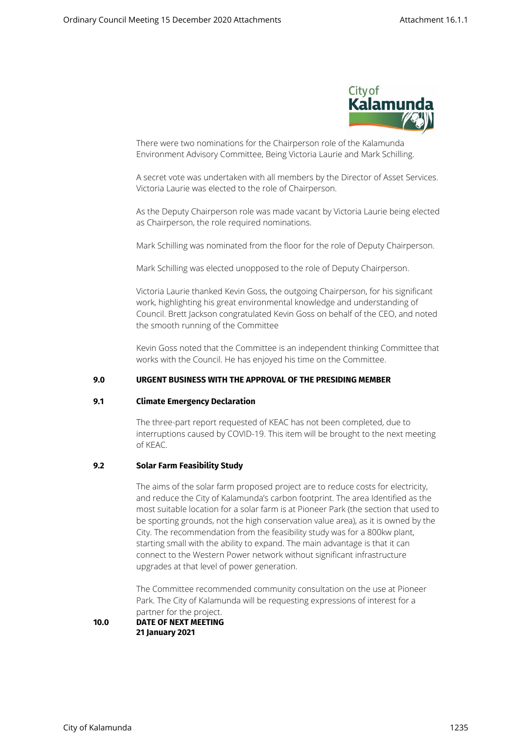There were two nominations for the Chairperson role of the Kalamunda Environment Advisory Committee, Being Victoria Laurie and Mark Schilling.

A secret vote was undertaken with all members by the Director of Asset Services. Victoria Laurie was elected to the role of Chairperson.

As the Deputy Chairperson role was made vacant by Victoria Laurie being elected as Chairperson, the role required nominations.

Mark Schilling was nominated from the floor for the role of Deputy Chairperson.

Mark Schilling was elected unopposed to the role of Deputy Chairperson.

Victoria Laurie thanked Kevin Goss, the outgoing Chairperson, for his significant work, highlighting his great environmental knowledge and understanding of Council. Brett Jackson congratulated Kevin Goss on behalf of the CEO, and noted the smooth running of the Committee

Kevin Goss noted that the Committee is an independent thinking Committee that works with the Council. He has enjoyed his time on the Committee.

## 9.0 URGENT BUSINESS WITH THE APPROVAL OF THE PRESIDING MEMBER

### 9.1 Climate Emergency Declaration

The three-part report requested of KEAC has not been completed, due to interruptions caused by COVID-19. This item will be brought to the next meeting of KEAC.

### 9.2 Solar Farm Feasibility Study

The aims of the solar farm proposed project are to reduce costs for electricity, and reduce the City of Kalamunda's carbon footprint. The area Identified as the most suitable location for a solar farm is at Pioneer Park (the section that used to be sporting grounds, not the high conservation value area), as it is owned by the City. The recommendation from the feasibility study was for a 800kw plant, starting small with the ability to expand. The main advantage is that it can connect to the Western Power network without significant infrastructure upgrades at that level of power generation.

The Committee recommended community consultation on the use at Pioneer Park. The City of Kalamunda will be requesting expressions of interest for a partner for the project.

## 10.0 DATE OF NEXT MEETING

**21 January 2021**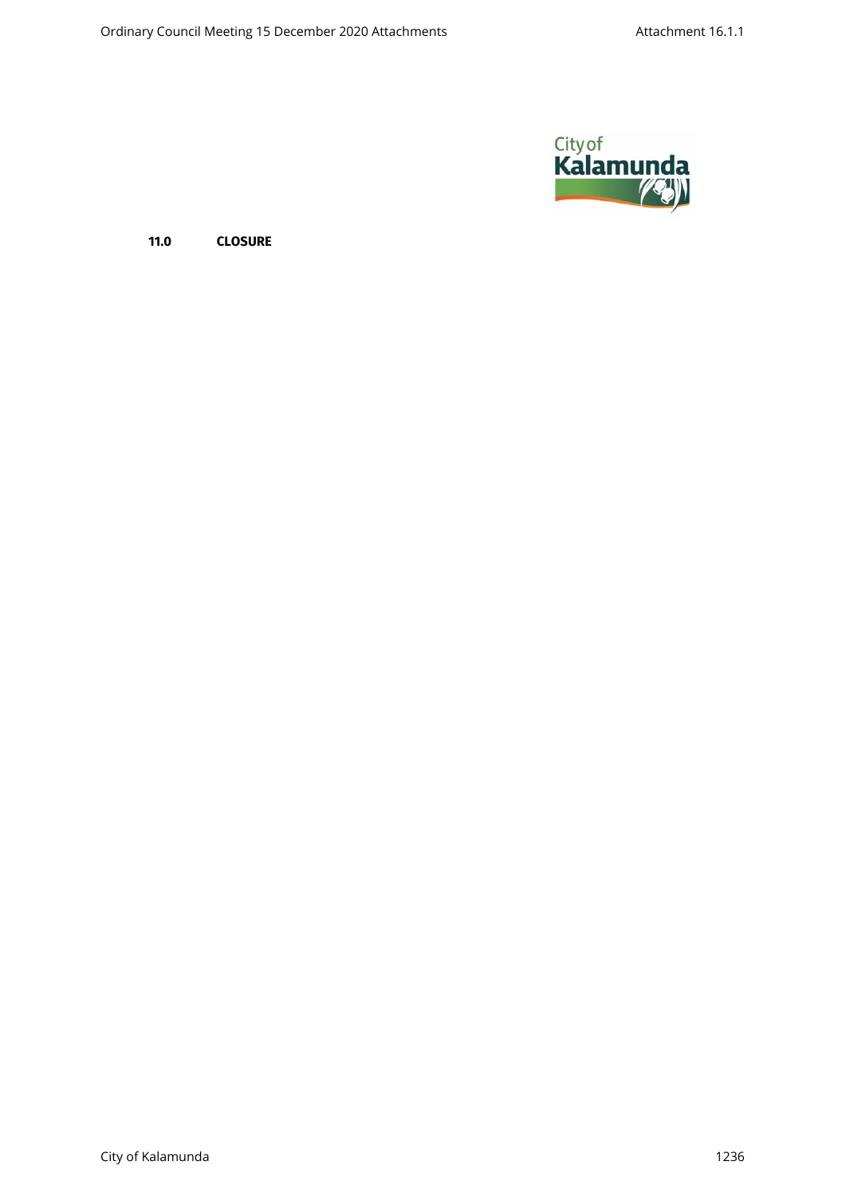## 11.0 CLOSURE